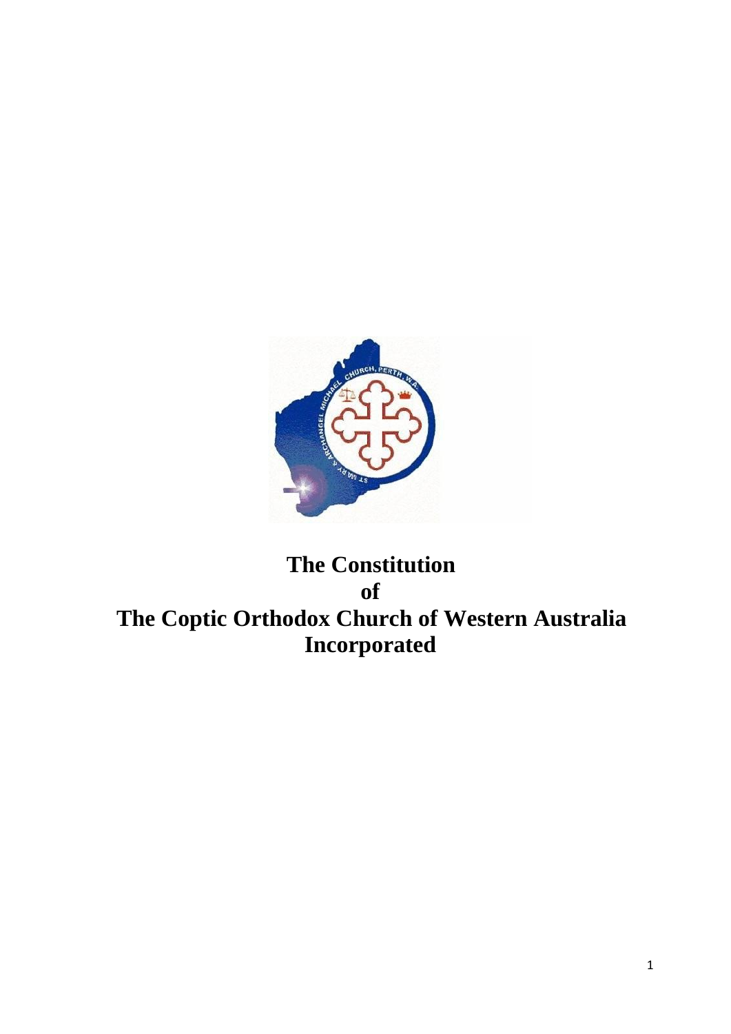# The Constitution
# of
# The Coptic Orthodox Church of Western Australia Incorporated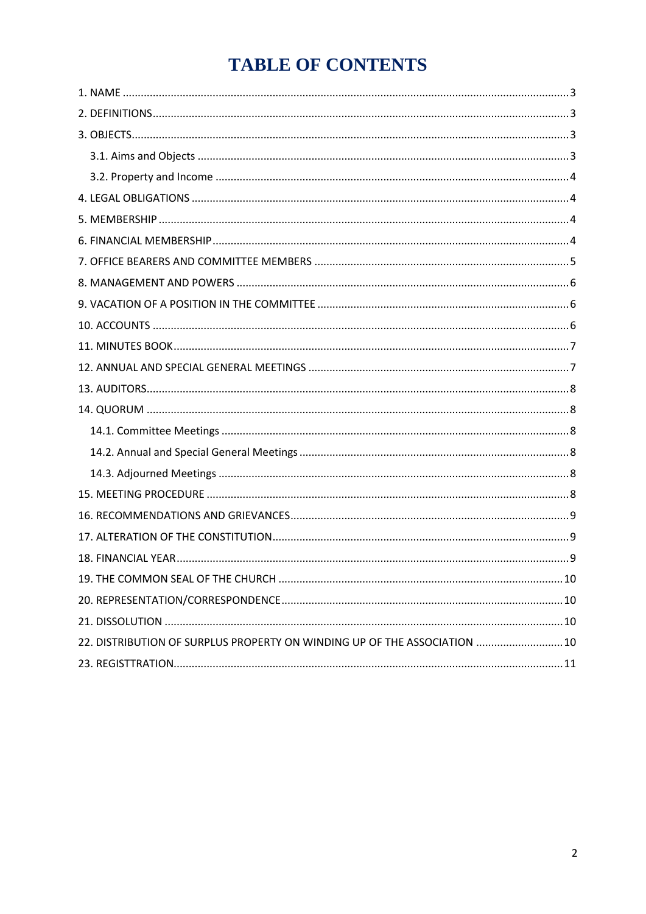# TABLE OF CONTENTS

1. NAME ..... 3
2. DEFINITIONS ..... 3
3. OBJECTS ..... 3
   - 3.1. Aims and Objects ..... 3
   - 3.2. Property and Income ..... 4
4. LEGAL OBLIGATIONS ..... 4
5. MEMBERSHIP ..... 4
6. FINANCIAL MEMBERSHIP ..... 4
7. OFFICE BEARERS AND COMMITTEE MEMBERS ..... 5
8. MANAGEMENT AND POWERS ..... 6
9. VACATION OF A POSITION IN THE COMMITTEE ..... 6
10. ACCOUNTS ..... 6
11. MINUTES BOOK ..... 7
12. ANNUAL AND SPECIAL GENERAL MEETINGS ..... 7
13. AUDITORS ..... 8
14. QUORUM ..... 8
    - 14.1. Committee Meetings ..... 8
    - 14.2. Annual and Special General Meetings ..... 8
    - 14.3. Adjourned Meetings ..... 8
15. MEETING PROCEDURE ..... 8
16. RECOMMENDATIONS AND GRIEVANCES ..... 9
17. ALTERATION OF THE CONSTITUTION ..... 9
18. FINANCIAL YEAR ..... 9
19. THE COMMON SEAL OF THE CHURCH ..... 10
20. REPRESENTATION/CORRESPONDENCE ..... 10
21. DISSOLUTION ..... 10
22. DISTRIBUTION OF SURPLUS PROPERTY ON WINDING UP OF THE ASSOCIATION ..... 10
23. REGISTTRATION ..... 11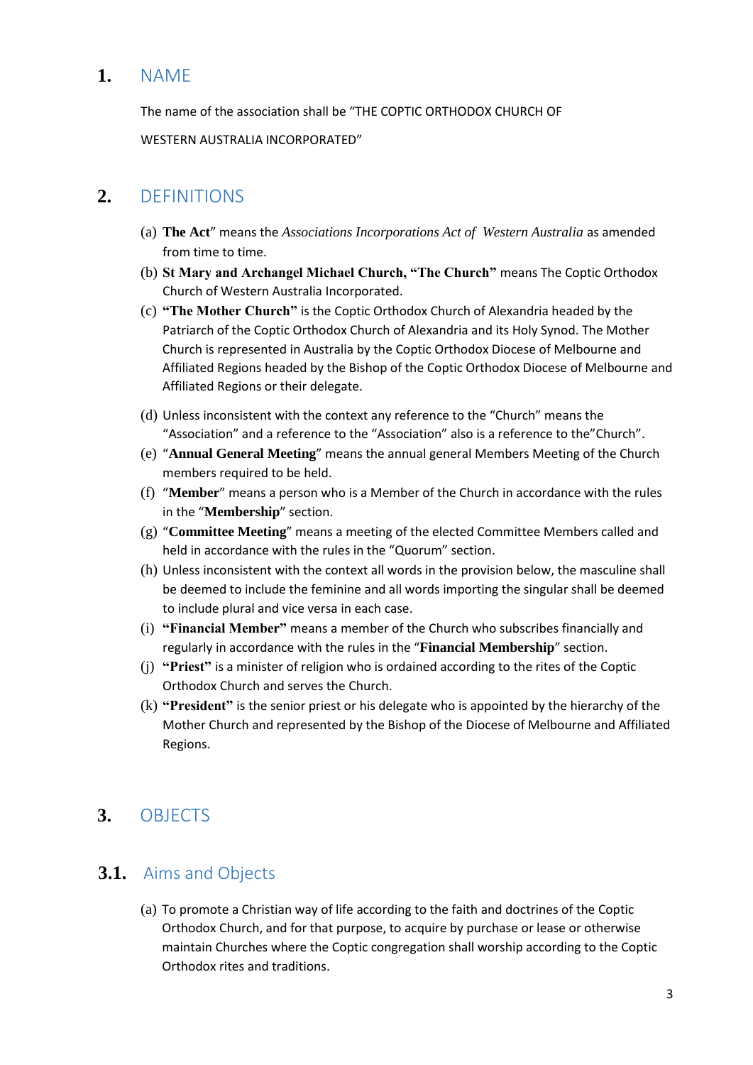# 1. NAME

The name of the association shall be "THE COPTIC ORTHODOX CHURCH OF WESTERN AUSTRALIA INCORPORATED"

# 2. DEFINITIONS

(a) **The Act**" means the *Associations Incorporations Act of Western Australia* as amended from time to time.

(b) **St Mary and Archangel Michael Church, "The Church"** means The Coptic Orthodox Church of Western Australia Incorporated.

(c) **"The Mother Church"** is the Coptic Orthodox Church of Alexandria headed by the Patriarch of the Coptic Orthodox Church of Alexandria and its Holy Synod. The Mother Church is represented in Australia by the Coptic Orthodox Diocese of Melbourne and Affiliated Regions headed by the Bishop of the Coptic Orthodox Diocese of Melbourne and Affiliated Regions or their delegate.

(d) Unless inconsistent with the context any reference to the "Church" means the "Association" and a reference to the "Association" also is a reference to the"Church".

(e) "**Annual General Meeting**" means the annual general Members Meeting of the Church members required to be held.

(f) "**Member**" means a person who is a Member of the Church in accordance with the rules in the "**Membership**" section.

(g) "**Committee Meeting**" means a meeting of the elected Committee Members called and held in accordance with the rules in the "Quorum" section.

(h) Unless inconsistent with the context all words in the provision below, the masculine shall be deemed to include the feminine and all words importing the singular shall be deemed to include plural and vice versa in each case.

(i) **"Financial Member"** means a member of the Church who subscribes financially and regularly in accordance with the rules in the "**Financial Membership**" section.

(j) **"Priest"** is a minister of religion who is ordained according to the rites of the Coptic Orthodox Church and serves the Church.

(k) **"President"** is the senior priest or his delegate who is appointed by the hierarchy of the Mother Church and represented by the Bishop of the Diocese of Melbourne and Affiliated Regions.

# 3. OBJECTS

## 3.1. Aims and Objects

(a) To promote a Christian way of life according to the faith and doctrines of the Coptic Orthodox Church, and for that purpose, to acquire by purchase or lease or otherwise maintain Churches where the Coptic congregation shall worship according to the Coptic Orthodox rites and traditions.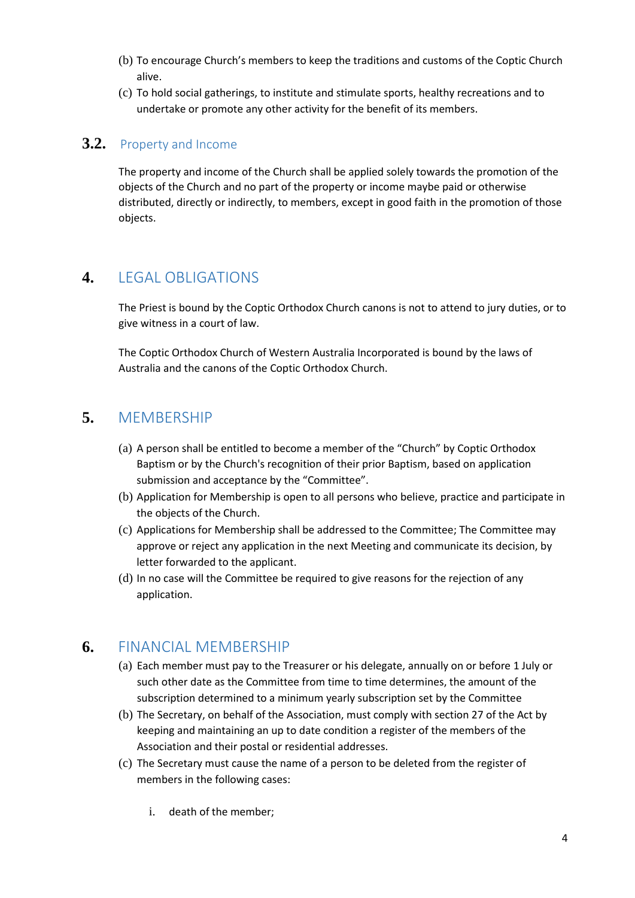(b) To encourage Church's members to keep the traditions and customs of the Coptic Church alive.

(c) To hold social gatherings, to institute and stimulate sports, healthy recreations and to undertake or promote any other activity for the benefit of its members.

### 3.2. Property and Income

The property and income of the Church shall be applied solely towards the promotion of the objects of the Church and no part of the property or income maybe paid or otherwise distributed, directly or indirectly, to members, except in good faith in the promotion of those objects.

## 4. LEGAL OBLIGATIONS

The Priest is bound by the Coptic Orthodox Church canons is not to attend to jury duties, or to give witness in a court of law.

The Coptic Orthodox Church of Western Australia Incorporated is bound by the laws of Australia and the canons of the Coptic Orthodox Church.

## 5. MEMBERSHIP

(a) A person shall be entitled to become a member of the "Church" by Coptic Orthodox Baptism or by the Church's recognition of their prior Baptism, based on application submission and acceptance by the "Committee".

(b) Application for Membership is open to all persons who believe, practice and participate in the objects of the Church.

(c) Applications for Membership shall be addressed to the Committee; The Committee may approve or reject any application in the next Meeting and communicate its decision, by letter forwarded to the applicant.

(d) In no case will the Committee be required to give reasons for the rejection of any application.

## 6. FINANCIAL MEMBERSHIP

(a) Each member must pay to the Treasurer or his delegate, annually on or before 1 July or such other date as the Committee from time to time determines, the amount of the subscription determined to a minimum yearly subscription set by the Committee

(b) The Secretary, on behalf of the Association, must comply with section 27 of the Act by keeping and maintaining an up to date condition a register of the members of the Association and their postal or residential addresses.

(c) The Secretary must cause the name of a person to be deleted from the register of members in the following cases:

   i. death of the member;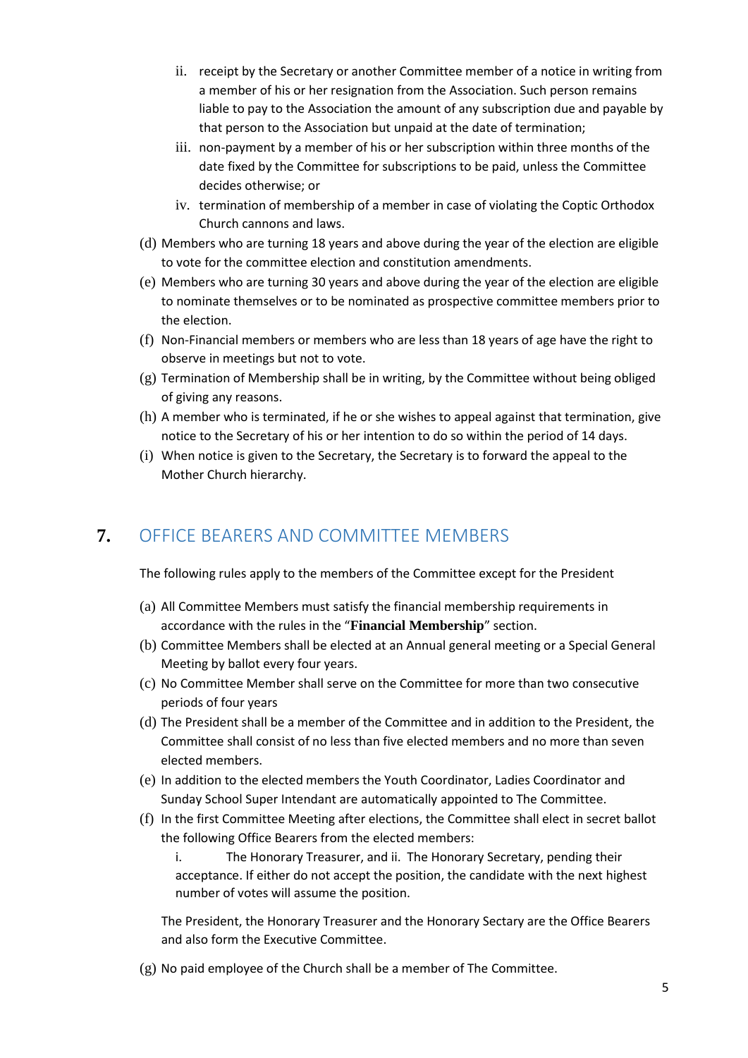ii. receipt by the Secretary or another Committee member of a notice in writing from a member of his or her resignation from the Association. Such person remains liable to pay to the Association the amount of any subscription due and payable by that person to the Association but unpaid at the date of termination;

iii. non-payment by a member of his or her subscription within three months of the date fixed by the Committee for subscriptions to be paid, unless the Committee decides otherwise; or

iv. termination of membership of a member in case of violating the Coptic Orthodox Church cannons and laws.

(d) Members who are turning 18 years and above during the year of the election are eligible to vote for the committee election and constitution amendments.

(e) Members who are turning 30 years and above during the year of the election are eligible to nominate themselves or to be nominated as prospective committee members prior to the election.

(f) Non-Financial members or members who are less than 18 years of age have the right to observe in meetings but not to vote.

(g) Termination of Membership shall be in writing, by the Committee without being obliged of giving any reasons.

(h) A member who is terminated, if he or she wishes to appeal against that termination, give notice to the Secretary of his or her intention to do so within the period of 14 days.

(i) When notice is given to the Secretary, the Secretary is to forward the appeal to the Mother Church hierarchy.

## 7. OFFICE BEARERS AND COMMITTEE MEMBERS

The following rules apply to the members of the Committee except for the President

(a) All Committee Members must satisfy the financial membership requirements in accordance with the rules in the "**Financial Membership**" section.

(b) Committee Members shall be elected at an Annual general meeting or a Special General Meeting by ballot every four years.

(c) No Committee Member shall serve on the Committee for more than two consecutive periods of four years

(d) The President shall be a member of the Committee and in addition to the President, the Committee shall consist of no less than five elected members and no more than seven elected members.

(e) In addition to the elected members the Youth Coordinator, Ladies Coordinator and Sunday School Super Intendant are automatically appointed to The Committee.

(f) In the first Committee Meeting after elections, the Committee shall elect in secret ballot the following Office Bearers from the elected members:

i. The Honorary Treasurer, and ii. The Honorary Secretary, pending their acceptance. If either do not accept the position, the candidate with the next highest number of votes will assume the position.

The President, the Honorary Treasurer and the Honorary Sectary are the Office Bearers and also form the Executive Committee.

(g) No paid employee of the Church shall be a member of The Committee.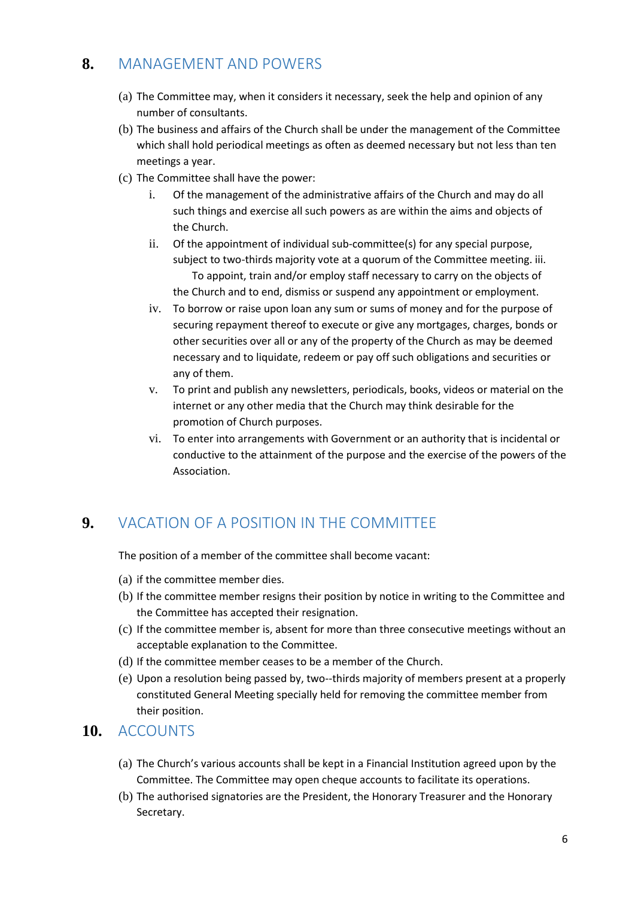## 8. MANAGEMENT AND POWERS

(a) The Committee may, when it considers it necessary, seek the help and opinion of any number of consultants.

(b) The business and affairs of the Church shall be under the management of the Committee which shall hold periodical meetings as often as deemed necessary but not less than ten meetings a year.

(c) The Committee shall have the power:

i. Of the management of the administrative affairs of the Church and may do all such things and exercise all such powers as are within the aims and objects of the Church.

ii. Of the appointment of individual sub-committee(s) for any special purpose, subject to two-thirds majority vote at a quorum of the Committee meeting. iii. To appoint, train and/or employ staff necessary to carry on the objects of the Church and to end, dismiss or suspend any appointment or employment.

iv. To borrow or raise upon loan any sum or sums of money and for the purpose of securing repayment thereof to execute or give any mortgages, charges, bonds or other securities over all or any of the property of the Church as may be deemed necessary and to liquidate, redeem or pay off such obligations and securities or any of them.

v. To print and publish any newsletters, periodicals, books, videos or material on the internet or any other media that the Church may think desirable for the promotion of Church purposes.

vi. To enter into arrangements with Government or an authority that is incidental or conductive to the attainment of the purpose and the exercise of the powers of the Association.

## 9. VACATION OF A POSITION IN THE COMMITTEE

The position of a member of the committee shall become vacant:

(a) if the committee member dies.

(b) If the committee member resigns their position by notice in writing to the Committee and the Committee has accepted their resignation.

(c) If the committee member is, absent for more than three consecutive meetings without an acceptable explanation to the Committee.

(d) If the committee member ceases to be a member of the Church.

(e) Upon a resolution being passed by, two--thirds majority of members present at a properly constituted General Meeting specially held for removing the committee member from their position.

## 10. ACCOUNTS

(a) The Church's various accounts shall be kept in a Financial Institution agreed upon by the Committee. The Committee may open cheque accounts to facilitate its operations.

(b) The authorised signatories are the President, the Honorary Treasurer and the Honorary Secretary.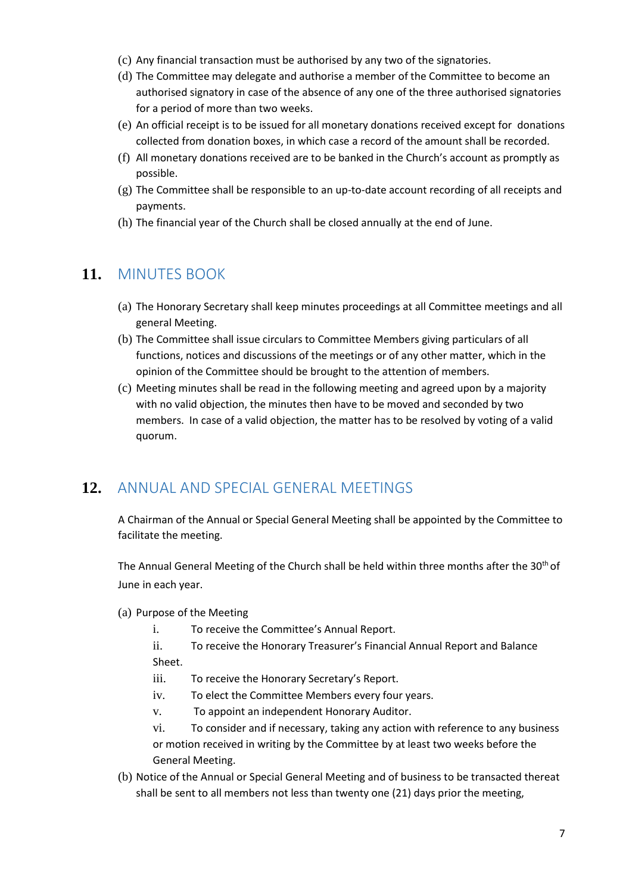(c) Any financial transaction must be authorised by any two of the signatories.
(d) The Committee may delegate and authorise a member of the Committee to become an authorised signatory in case of the absence of any one of the three authorised signatories for a period of more than two weeks.
(e) An official receipt is to be issued for all monetary donations received except for donations collected from donation boxes, in which case a record of the amount shall be recorded.
(f) All monetary donations received are to be banked in the Church's account as promptly as possible.
(g) The Committee shall be responsible to an up-to-date account recording of all receipts and payments.
(h) The financial year of the Church shall be closed annually at the end of June.

## 11. MINUTES BOOK

(a) The Honorary Secretary shall keep minutes proceedings at all Committee meetings and all general Meeting.
(b) The Committee shall issue circulars to Committee Members giving particulars of all functions, notices and discussions of the meetings or of any other matter, which in the opinion of the Committee should be brought to the attention of members.
(c) Meeting minutes shall be read in the following meeting and agreed upon by a majority with no valid objection, the minutes then have to be moved and seconded by two members. In case of a valid objection, the matter has to be resolved by voting of a valid quorum.

## 12. ANNUAL AND SPECIAL GENERAL MEETINGS

A Chairman of the Annual or Special General Meeting shall be appointed by the Committee to facilitate the meeting.

The Annual General Meeting of the Church shall be held within three months after the 30th of June in each year.

(a) Purpose of the Meeting
   i. To receive the Committee's Annual Report.
   ii. To receive the Honorary Treasurer's Financial Annual Report and Balance Sheet.
   iii. To receive the Honorary Secretary's Report.
   iv. To elect the Committee Members every four years.
   v. To appoint an independent Honorary Auditor.
   vi. To consider and if necessary, taking any action with reference to any business or motion received in writing by the Committee by at least two weeks before the General Meeting.
(b) Notice of the Annual or Special General Meeting and of business to be transacted thereat shall be sent to all members not less than twenty one (21) days prior the meeting,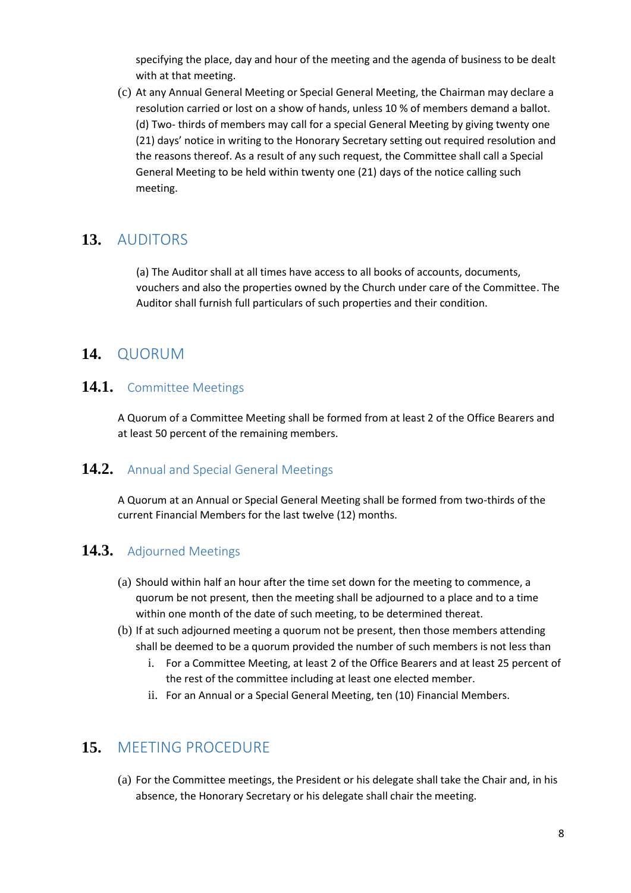specifying the place, day and hour of the meeting and the agenda of business to be dealt with at that meeting.

(c) At any Annual General Meeting or Special General Meeting, the Chairman may declare a resolution carried or lost on a show of hands, unless 10 % of members demand a ballot. (d) Two- thirds of members may call for a special General Meeting by giving twenty one (21) days' notice in writing to the Honorary Secretary setting out required resolution and the reasons thereof. As a result of any such request, the Committee shall call a Special General Meeting to be held within twenty one (21) days of the notice calling such meeting.

## 13. AUDITORS

(a) The Auditor shall at all times have access to all books of accounts, documents, vouchers and also the properties owned by the Church under care of the Committee. The Auditor shall furnish full particulars of such properties and their condition.

## 14. QUORUM

### 14.1. Committee Meetings

A Quorum of a Committee Meeting shall be formed from at least 2 of the Office Bearers and at least 50 percent of the remaining members.

### 14.2. Annual and Special General Meetings

A Quorum at an Annual or Special General Meeting shall be formed from two-thirds of the current Financial Members for the last twelve (12) months.

### 14.3. Adjourned Meetings

(a) Should within half an hour after the time set down for the meeting to commence, a quorum be not present, then the meeting shall be adjourned to a place and to a time within one month of the date of such meeting, to be determined thereat.

(b) If at such adjourned meeting a quorum not be present, then those members attending shall be deemed to be a quorum provided the number of such members is not less than

   i. For a Committee Meeting, at least 2 of the Office Bearers and at least 25 percent of the rest of the committee including at least one elected member.
   ii. For an Annual or a Special General Meeting, ten (10) Financial Members.

## 15. MEETING PROCEDURE

(a) For the Committee meetings, the President or his delegate shall take the Chair and, in his absence, the Honorary Secretary or his delegate shall chair the meeting.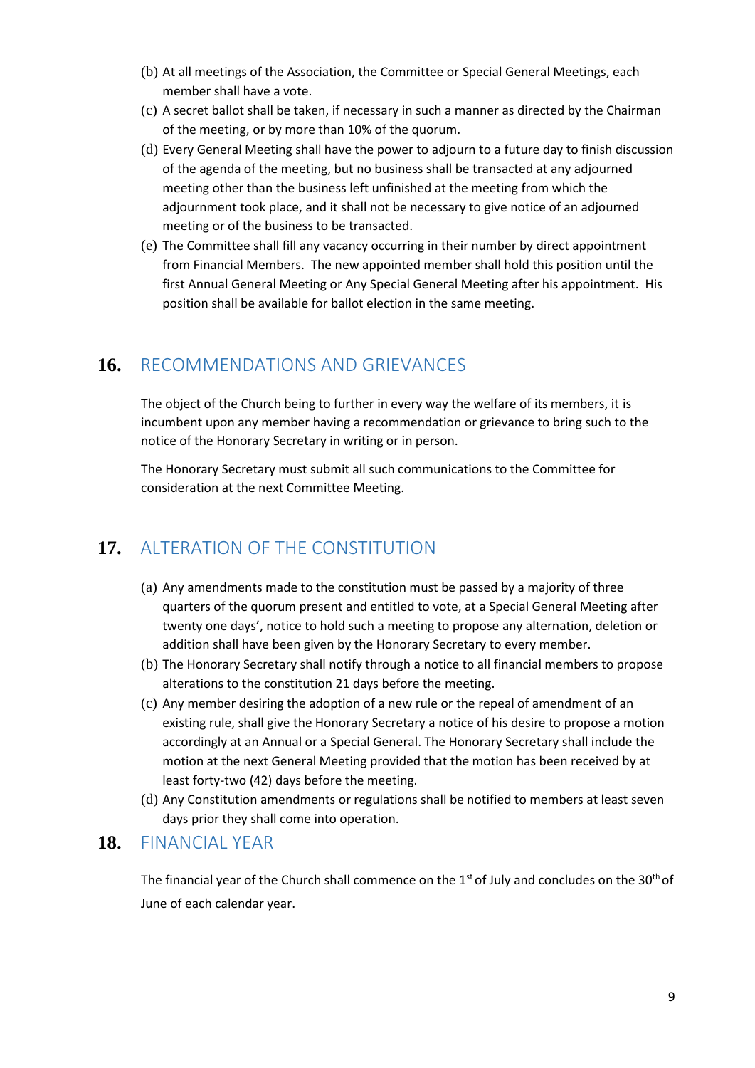(b) At all meetings of the Association, the Committee or Special General Meetings, each member shall have a vote.

(c) A secret ballot shall be taken, if necessary in such a manner as directed by the Chairman of the meeting, or by more than 10% of the quorum.

(d) Every General Meeting shall have the power to adjourn to a future day to finish discussion of the agenda of the meeting, but no business shall be transacted at any adjourned meeting other than the business left unfinished at the meeting from which the adjournment took place, and it shall not be necessary to give notice of an adjourned meeting or of the business to be transacted.

(e) The Committee shall fill any vacancy occurring in their number by direct appointment from Financial Members. The new appointed member shall hold this position until the first Annual General Meeting or Any Special General Meeting after his appointment. His position shall be available for ballot election in the same meeting.

## 16. RECOMMENDATIONS AND GRIEVANCES

The object of the Church being to further in every way the welfare of its members, it is incumbent upon any member having a recommendation or grievance to bring such to the notice of the Honorary Secretary in writing or in person.

The Honorary Secretary must submit all such communications to the Committee for consideration at the next Committee Meeting.

## 17. ALTERATION OF THE CONSTITUTION

(a) Any amendments made to the constitution must be passed by a majority of three quarters of the quorum present and entitled to vote, at a Special General Meeting after twenty one days', notice to hold such a meeting to propose any alternation, deletion or addition shall have been given by the Honorary Secretary to every member.

(b) The Honorary Secretary shall notify through a notice to all financial members to propose alterations to the constitution 21 days before the meeting.

(c) Any member desiring the adoption of a new rule or the repeal of amendment of an existing rule, shall give the Honorary Secretary a notice of his desire to propose a motion accordingly at an Annual or a Special General. The Honorary Secretary shall include the motion at the next General Meeting provided that the motion has been received by at least forty-two (42) days before the meeting.

(d) Any Constitution amendments or regulations shall be notified to members at least seven days prior they shall come into operation.

## 18. FINANCIAL YEAR

The financial year of the Church shall commence on the 1st of July and concludes on the 30th of June of each calendar year.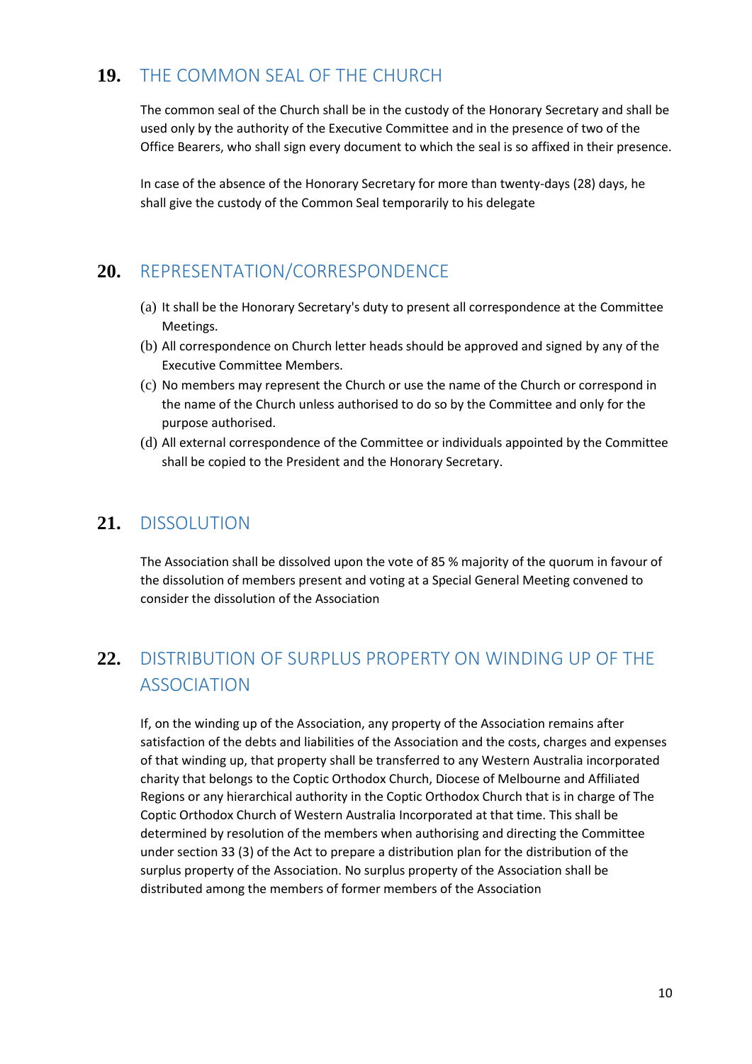## 19. THE COMMON SEAL OF THE CHURCH

The common seal of the Church shall be in the custody of the Honorary Secretary and shall be used only by the authority of the Executive Committee and in the presence of two of the Office Bearers, who shall sign every document to which the seal is so affixed in their presence.

In case of the absence of the Honorary Secretary for more than twenty-days (28) days, he shall give the custody of the Common Seal temporarily to his delegate

## 20. REPRESENTATION/CORRESPONDENCE

(a) It shall be the Honorary Secretary's duty to present all correspondence at the Committee Meetings.

(b) All correspondence on Church letter heads should be approved and signed by any of the Executive Committee Members.

(c) No members may represent the Church or use the name of the Church or correspond in the name of the Church unless authorised to do so by the Committee and only for the purpose authorised.

(d) All external correspondence of the Committee or individuals appointed by the Committee shall be copied to the President and the Honorary Secretary.

## 21. DISSOLUTION

The Association shall be dissolved upon the vote of 85 % majority of the quorum in favour of the dissolution of members present and voting at a Special General Meeting convened to consider the dissolution of the Association

## 22. DISTRIBUTION OF SURPLUS PROPERTY ON WINDING UP OF THE ASSOCIATION

If, on the winding up of the Association, any property of the Association remains after satisfaction of the debts and liabilities of the Association and the costs, charges and expenses of that winding up, that property shall be transferred to any Western Australia incorporated charity that belongs to the Coptic Orthodox Church, Diocese of Melbourne and Affiliated Regions or any hierarchical authority in the Coptic Orthodox Church that is in charge of The Coptic Orthodox Church of Western Australia Incorporated at that time. This shall be determined by resolution of the members when authorising and directing the Committee under section 33 (3) of the Act to prepare a distribution plan for the distribution of the surplus property of the Association. No surplus property of the Association shall be distributed among the members of former members of the Association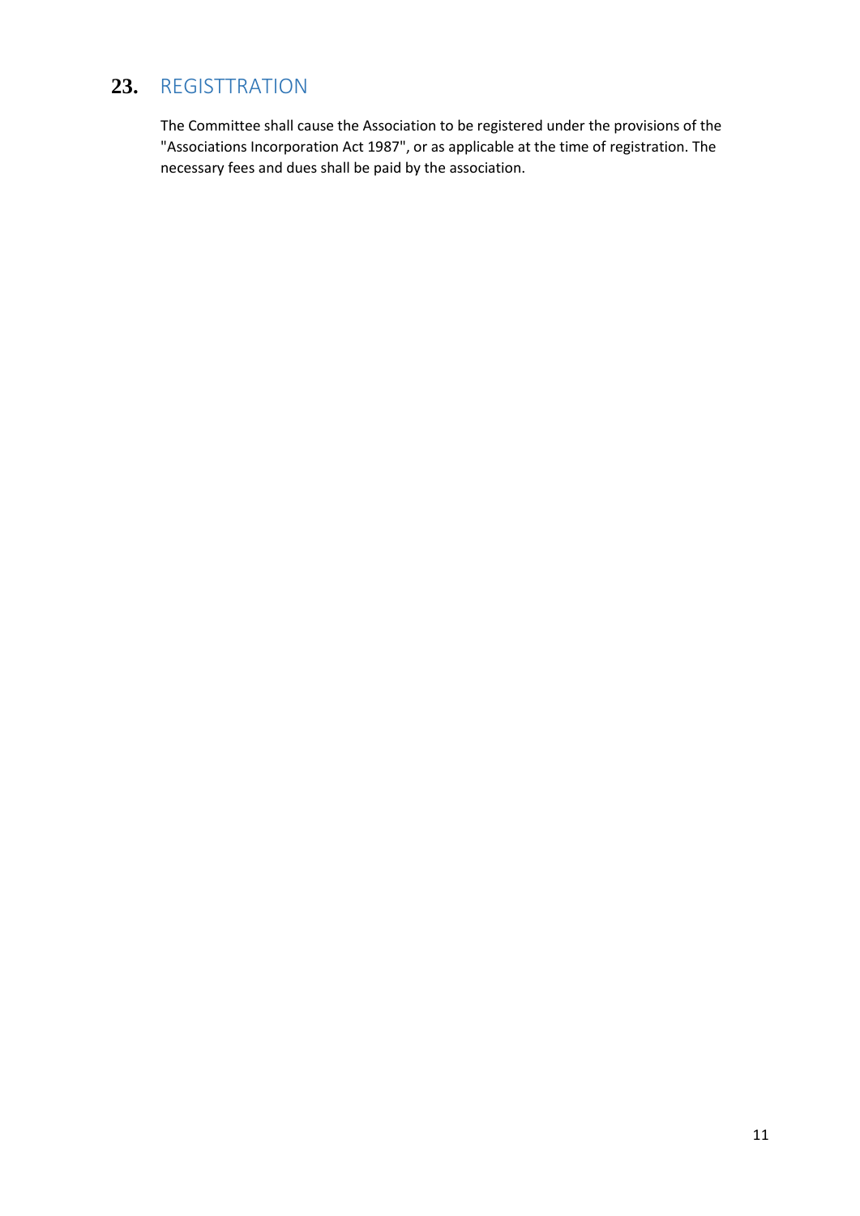## 23. REGISTTRATION

The Committee shall cause the Association to be registered under the provisions of the "Associations Incorporation Act 1987", or as applicable at the time of registration. The necessary fees and dues shall be paid by the association.